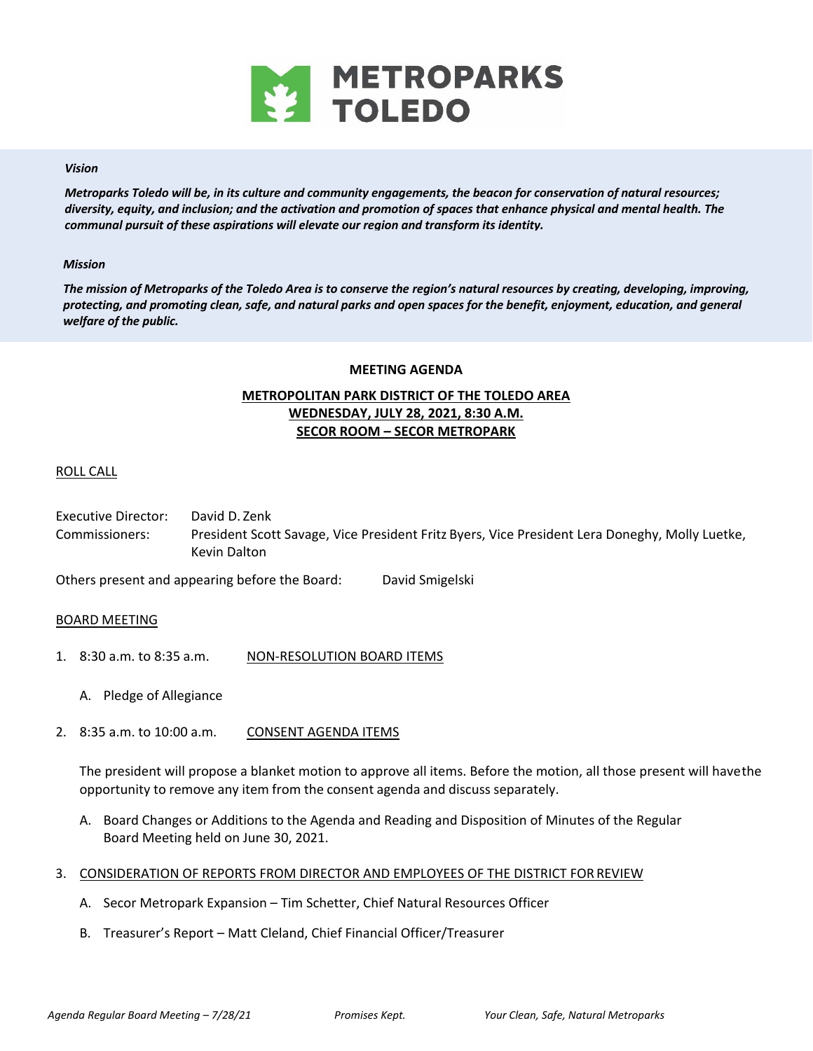# METROPARKS TOLEDO

***Vision***

***Metroparks Toledo will be, in its culture and community engagements, the beacon for conservation of natural resources; diversity, equity, and inclusion; and the activation and promotion of spaces that enhance physical and mental health. The communal pursuit of these aspirations will elevate our region and transform its identity.***

***Mission***

***The mission of Metroparks of the Toledo Area is to conserve the region's natural resources by creating, developing, improving, protecting, and promoting clean, safe, and natural parks and open spaces for the benefit, enjoyment, education, and general welfare of the public.***

**MEETING AGENDA**

**METROPOLITAN PARK DISTRICT OF THE TOLEDO AREA**
**WEDNESDAY, JULY 28, 2021, 8:30 A.M.**
**SECOR ROOM – SECOR METROPARK**

ROLL CALL

Executive Director: David D. Zenk
Commissioners: President Scott Savage, Vice President Fritz Byers, Vice President Lera Doneghy, Molly Luetke, Kevin Dalton

Others present and appearing before the Board: David Smigelski

BOARD MEETING

1. 8:30 a.m. to 8:35 a.m. NON-RESOLUTION BOARD ITEMS

   A. Pledge of Allegiance

2. 8:35 a.m. to 10:00 a.m. CONSENT AGENDA ITEMS

   The president will propose a blanket motion to approve all items. Before the motion, all those present will have the opportunity to remove any item from the consent agenda and discuss separately.

   A. Board Changes or Additions to the Agenda and Reading and Disposition of Minutes of the Regular Board Meeting held on June 30, 2021.

3. CONSIDERATION OF REPORTS FROM DIRECTOR AND EMPLOYEES OF THE DISTRICT FOR REVIEW

   A. Secor Metropark Expansion – Tim Schetter, Chief Natural Resources Officer

   B. Treasurer's Report – Matt Cleland, Chief Financial Officer/Treasurer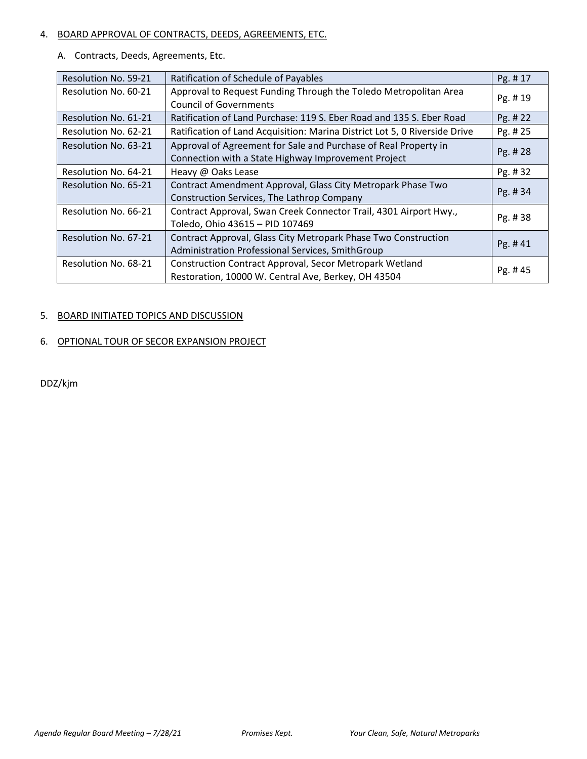4. BOARD APPROVAL OF CONTRACTS, DEEDS, AGREEMENTS, ETC.

   A. Contracts, Deeds, Agreements, Etc.

| | | |
|---|---|---|
| Resolution No. 59-21 | Ratification of Schedule of Payables | Pg. # 17 |
| Resolution No. 60-21 | Approval to Request Funding Through the Toledo Metropolitan Area Council of Governments | Pg. # 19 |
| Resolution No. 61-21 | Ratification of Land Purchase: 119 S. Eber Road and 135 S. Eber Road | Pg. # 22 |
| Resolution No. 62-21 | Ratification of Land Acquisition: Marina District Lot 5, 0 Riverside Drive | Pg. # 25 |
| Resolution No. 63-21 | Approval of Agreement for Sale and Purchase of Real Property in Connection with a State Highway Improvement Project | Pg. # 28 |
| Resolution No. 64-21 | Heavy @ Oaks Lease | Pg. # 32 |
| Resolution No. 65-21 | Contract Amendment Approval, Glass City Metropark Phase Two Construction Services, The Lathrop Company | Pg. # 34 |
| Resolution No. 66-21 | Contract Approval, Swan Creek Connector Trail, 4301 Airport Hwy., Toledo, Ohio 43615 – PID 107469 | Pg. # 38 |
| Resolution No. 67-21 | Contract Approval, Glass City Metropark Phase Two Construction Administration Professional Services, SmithGroup | Pg. # 41 |
| Resolution No. 68-21 | Construction Contract Approval, Secor Metropark Wetland Restoration, 10000 W. Central Ave, Berkey, OH 43504 | Pg. # 45 |

5. BOARD INITIATED TOPICS AND DISCUSSION

6. OPTIONAL TOUR OF SECOR EXPANSION PROJECT

DDZ/kjm